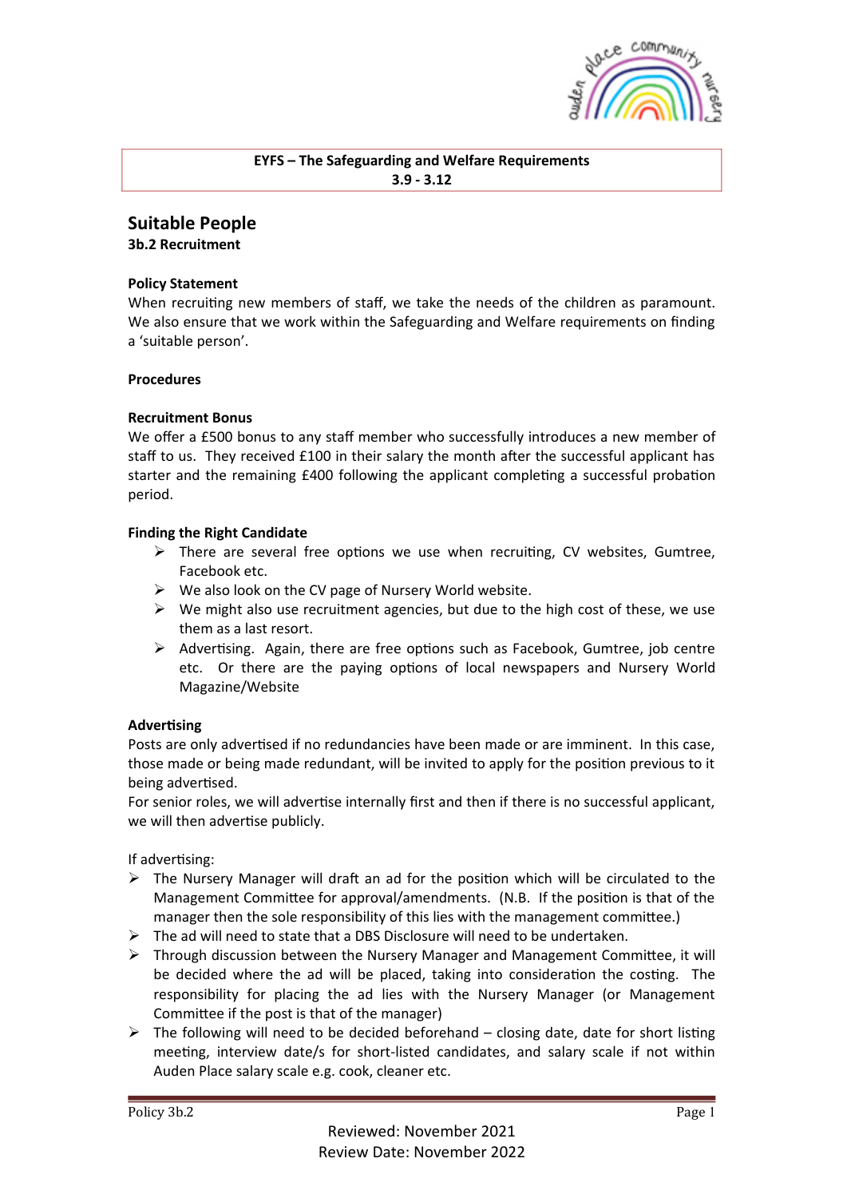**EYFS – The Safeguarding and Welfare Requirements**
**3.9 - 3.12**

## Suitable People

**3b.2 Recruitment**

**Policy Statement**

When recruiting new members of staff, we take the needs of the children as paramount. We also ensure that we work within the Safeguarding and Welfare requirements on finding a 'suitable person'.

**Procedures**

**Recruitment Bonus**

We offer a £500 bonus to any staff member who successfully introduces a new member of staff to us. They received £100 in their salary the month after the successful applicant has starter and the remaining £400 following the applicant completing a successful probation period.

**Finding the Right Candidate**

- There are several free options we use when recruiting, CV websites, Gumtree, Facebook etc.
- We also look on the CV page of Nursery World website.
- We might also use recruitment agencies, but due to the high cost of these, we use them as a last resort.
- Advertising. Again, there are free options such as Facebook, Gumtree, job centre etc. Or there are the paying options of local newspapers and Nursery World Magazine/Website

**Advertising**

Posts are only advertised if no redundancies have been made or are imminent. In this case, those made or being made redundant, will be invited to apply for the position previous to it being advertised.
For senior roles, we will advertise internally first and then if there is no successful applicant, we will then advertise publicly.

If advertising:

- The Nursery Manager will draft an ad for the position which will be circulated to the Management Committee for approval/amendments. (N.B. If the position is that of the manager then the sole responsibility of this lies with the management committee.)
- The ad will need to state that a DBS Disclosure will need to be undertaken.
- Through discussion between the Nursery Manager and Management Committee, it will be decided where the ad will be placed, taking into consideration the costing. The responsibility for placing the ad lies with the Nursery Manager (or Management Committee if the post is that of the manager)
- The following will need to be decided beforehand – closing date, date for short listing meeting, interview date/s for short-listed candidates, and salary scale if not within Auden Place salary scale e.g. cook, cleaner etc.

Reviewed: November 2021
Review Date: November 2022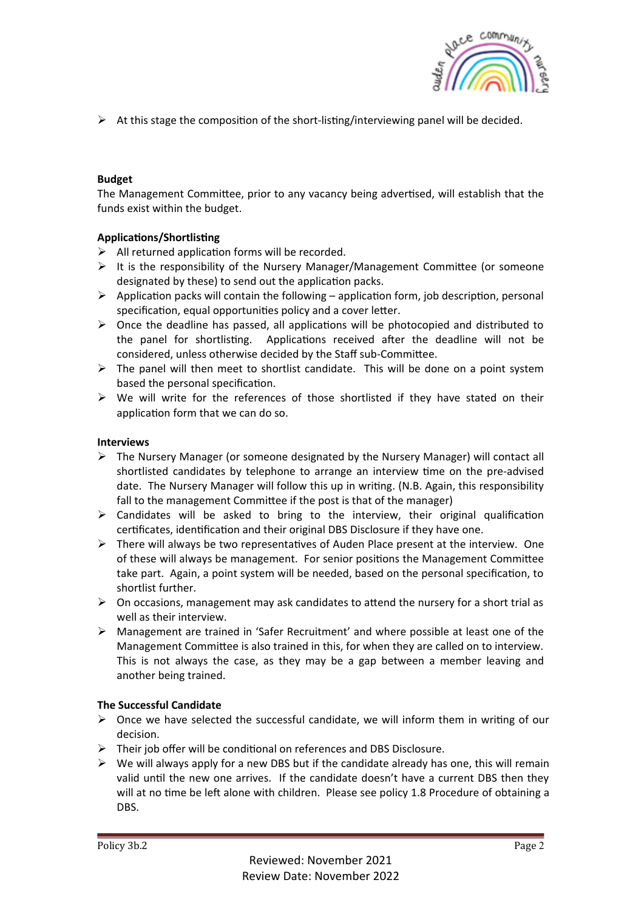- At this stage the composition of the short-listing/interviewing panel will be decided.

**Budget**

The Management Committee, prior to any vacancy being advertised, will establish that the funds exist within the budget.

**Applications/Shortlisting**

- All returned application forms will be recorded.
- It is the responsibility of the Nursery Manager/Management Committee (or someone designated by these) to send out the application packs.
- Application packs will contain the following – application form, job description, personal specification, equal opportunities policy and a cover letter.
- Once the deadline has passed, all applications will be photocopied and distributed to the panel for shortlisting. Applications received after the deadline will not be considered, unless otherwise decided by the Staff sub-Committee.
- The panel will then meet to shortlist candidate. This will be done on a point system based the personal specification.
- We will write for the references of those shortlisted if they have stated on their application form that we can do so.

**Interviews**

- The Nursery Manager (or someone designated by the Nursery Manager) will contact all shortlisted candidates by telephone to arrange an interview time on the pre-advised date. The Nursery Manager will follow this up in writing. (N.B. Again, this responsibility fall to the management Committee if the post is that of the manager)
- Candidates will be asked to bring to the interview, their original qualification certificates, identification and their original DBS Disclosure if they have one.
- There will always be two representatives of Auden Place present at the interview. One of these will always be management. For senior positions the Management Committee take part. Again, a point system will be needed, based on the personal specification, to shortlist further.
- On occasions, management may ask candidates to attend the nursery for a short trial as well as their interview.
- Management are trained in 'Safer Recruitment' and where possible at least one of the Management Committee is also trained in this, for when they are called on to interview. This is not always the case, as they may be a gap between a member leaving and another being trained.

**The Successful Candidate**

- Once we have selected the successful candidate, we will inform them in writing of our decision.
- Their job offer will be conditional on references and DBS Disclosure.
- We will always apply for a new DBS but if the candidate already has one, this will remain valid until the new one arrives. If the candidate doesn't have a current DBS then they will at no time be left alone with children. Please see policy 1.8 Procedure of obtaining a DBS.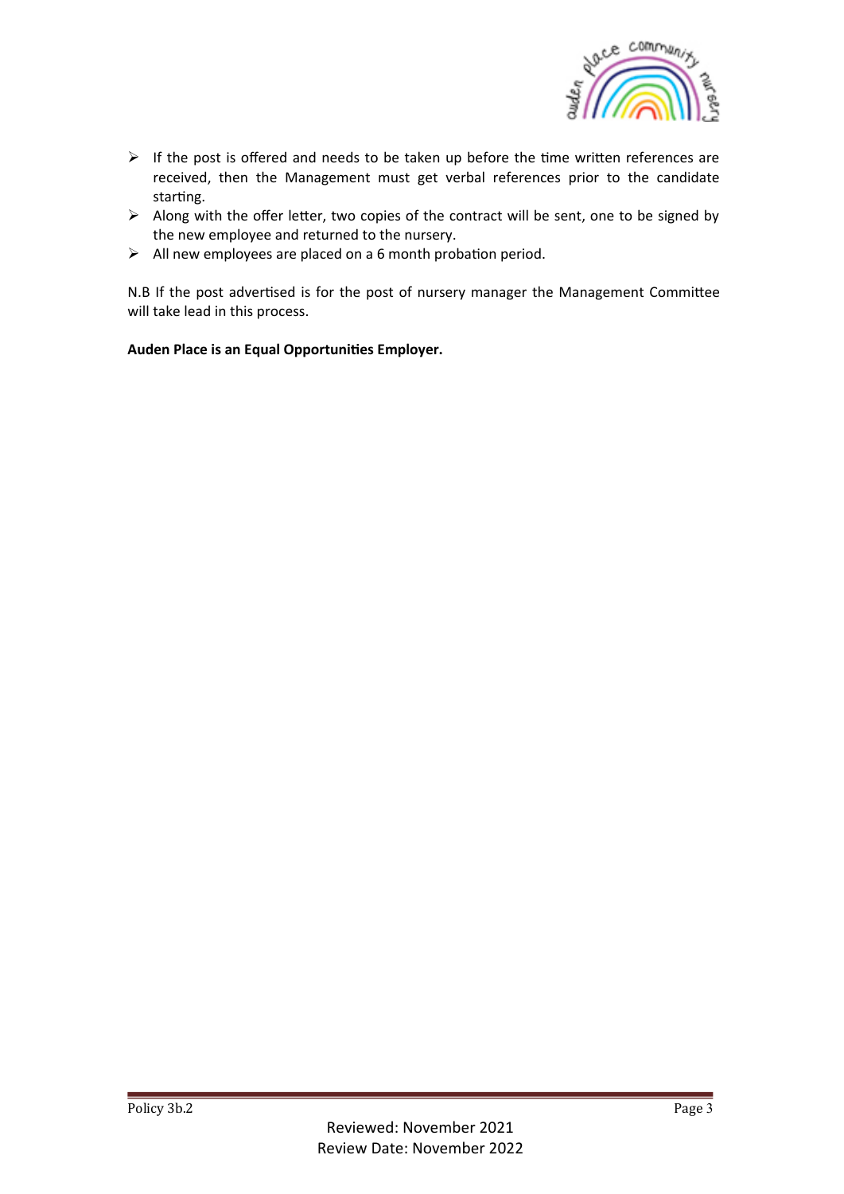- If the post is offered and needs to be taken up before the time written references are received, then the Management must get verbal references prior to the candidate starting.
- Along with the offer letter, two copies of the contract will be sent, one to be signed by the new employee and returned to the nursery.
- All new employees are placed on a 6 month probation period.

N.B If the post advertised is for the post of nursery manager the Management Committee will take lead in this process.

**Auden Place is an Equal Opportunities Employer.**